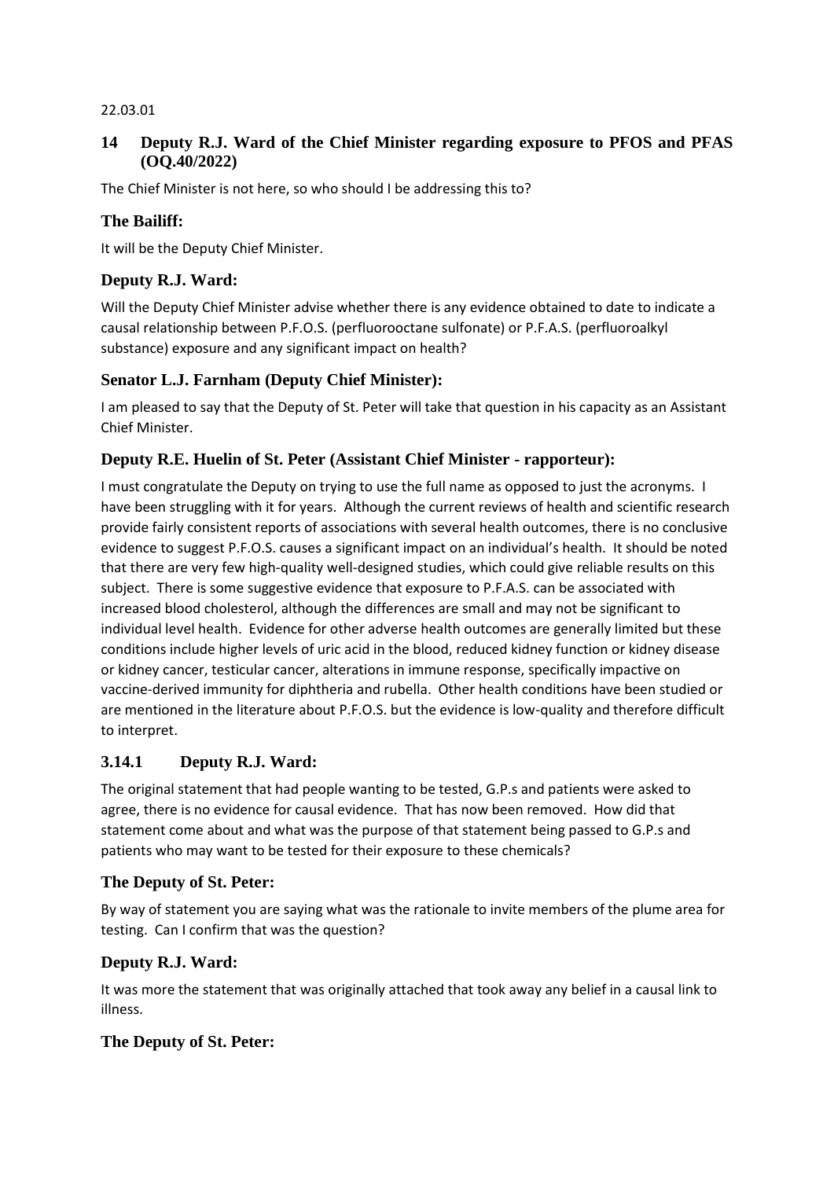22.03.01

## 14 Deputy R.J. Ward of the Chief Minister regarding exposure to PFOS and PFAS (OQ.40/2022)

The Chief Minister is not here, so who should I be addressing this to?

### The Bailiff:

It will be the Deputy Chief Minister.

### Deputy R.J. Ward:

Will the Deputy Chief Minister advise whether there is any evidence obtained to date to indicate a causal relationship between P.F.O.S. (perfluorooctane sulfonate) or P.F.A.S. (perfluoroalkyl substance) exposure and any significant impact on health?

### Senator L.J. Farnham (Deputy Chief Minister):

I am pleased to say that the Deputy of St. Peter will take that question in his capacity as an Assistant Chief Minister.

### Deputy R.E. Huelin of St. Peter (Assistant Chief Minister - rapporteur):

I must congratulate the Deputy on trying to use the full name as opposed to just the acronyms. I have been struggling with it for years. Although the current reviews of health and scientific research provide fairly consistent reports of associations with several health outcomes, there is no conclusive evidence to suggest P.F.O.S. causes a significant impact on an individual's health. It should be noted that there are very few high-quality well-designed studies, which could give reliable results on this subject. There is some suggestive evidence that exposure to P.F.A.S. can be associated with increased blood cholesterol, although the differences are small and may not be significant to individual level health. Evidence for other adverse health outcomes are generally limited but these conditions include higher levels of uric acid in the blood, reduced kidney function or kidney disease or kidney cancer, testicular cancer, alterations in immune response, specifically impactive on vaccine-derived immunity for diphtheria and rubella. Other health conditions have been studied or are mentioned in the literature about P.F.O.S. but the evidence is low-quality and therefore difficult to interpret.

## 3.14.1 Deputy R.J. Ward:

The original statement that had people wanting to be tested, G.P.s and patients were asked to agree, there is no evidence for causal evidence. That has now been removed. How did that statement come about and what was the purpose of that statement being passed to G.P.s and patients who may want to be tested for their exposure to these chemicals?

### The Deputy of St. Peter:

By way of statement you are saying what was the rationale to invite members of the plume area for testing. Can I confirm that was the question?

### Deputy R.J. Ward:

It was more the statement that was originally attached that took away any belief in a causal link to illness.

### The Deputy of St. Peter: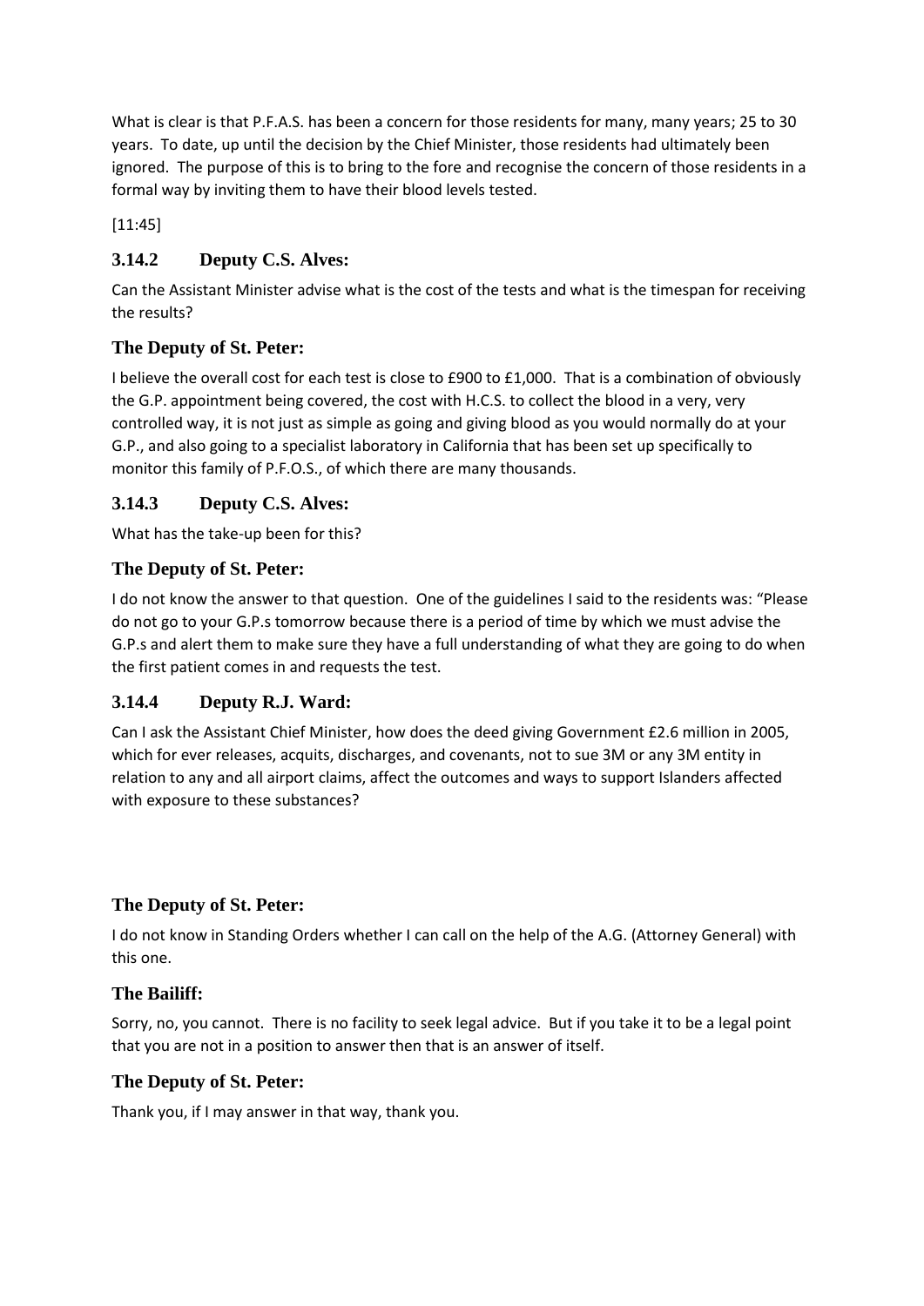What is clear is that P.F.A.S. has been a concern for those residents for many, many years; 25 to 30 years. To date, up until the decision by the Chief Minister, those residents had ultimately been ignored. The purpose of this is to bring to the fore and recognise the concern of those residents in a formal way by inviting them to have their blood levels tested.

[11:45]

### 3.14.2 Deputy C.S. Alves:

Can the Assistant Minister advise what is the cost of the tests and what is the timespan for receiving the results?

### The Deputy of St. Peter:

I believe the overall cost for each test is close to £900 to £1,000. That is a combination of obviously the G.P. appointment being covered, the cost with H.C.S. to collect the blood in a very, very controlled way, it is not just as simple as going and giving blood as you would normally do at your G.P., and also going to a specialist laboratory in California that has been set up specifically to monitor this family of P.F.O.S., of which there are many thousands.

### 3.14.3 Deputy C.S. Alves:

What has the take-up been for this?

### The Deputy of St. Peter:

I do not know the answer to that question. One of the guidelines I said to the residents was: "Please do not go to your G.P.s tomorrow because there is a period of time by which we must advise the G.P.s and alert them to make sure they have a full understanding of what they are going to do when the first patient comes in and requests the test.

### 3.14.4 Deputy R.J. Ward:

Can I ask the Assistant Chief Minister, how does the deed giving Government £2.6 million in 2005, which for ever releases, acquits, discharges, and covenants, not to sue 3M or any 3M entity in relation to any and all airport claims, affect the outcomes and ways to support Islanders affected with exposure to these substances?

### The Deputy of St. Peter:

I do not know in Standing Orders whether I can call on the help of the A.G. (Attorney General) with this one.

### The Bailiff:

Sorry, no, you cannot. There is no facility to seek legal advice. But if you take it to be a legal point that you are not in a position to answer then that is an answer of itself.

### The Deputy of St. Peter:

Thank you, if I may answer in that way, thank you.